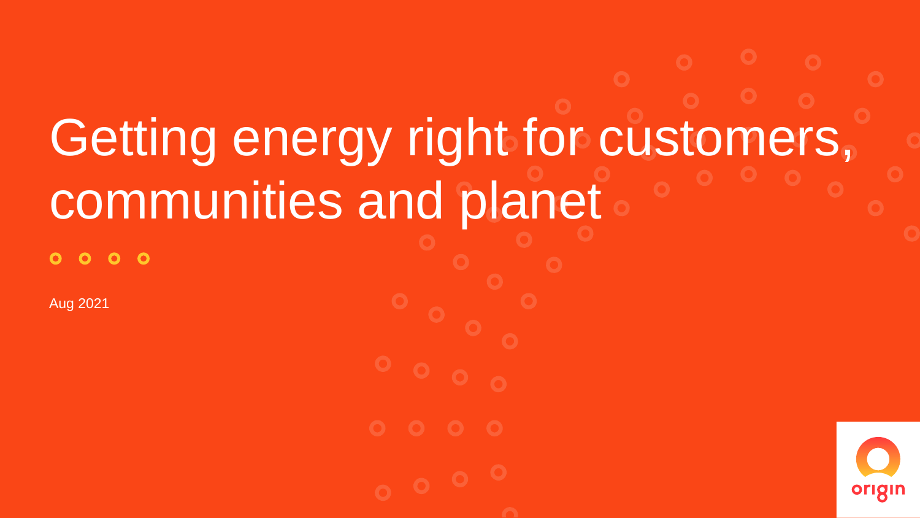# Getting energy right for customers, communities and planet

Aug 2021

origin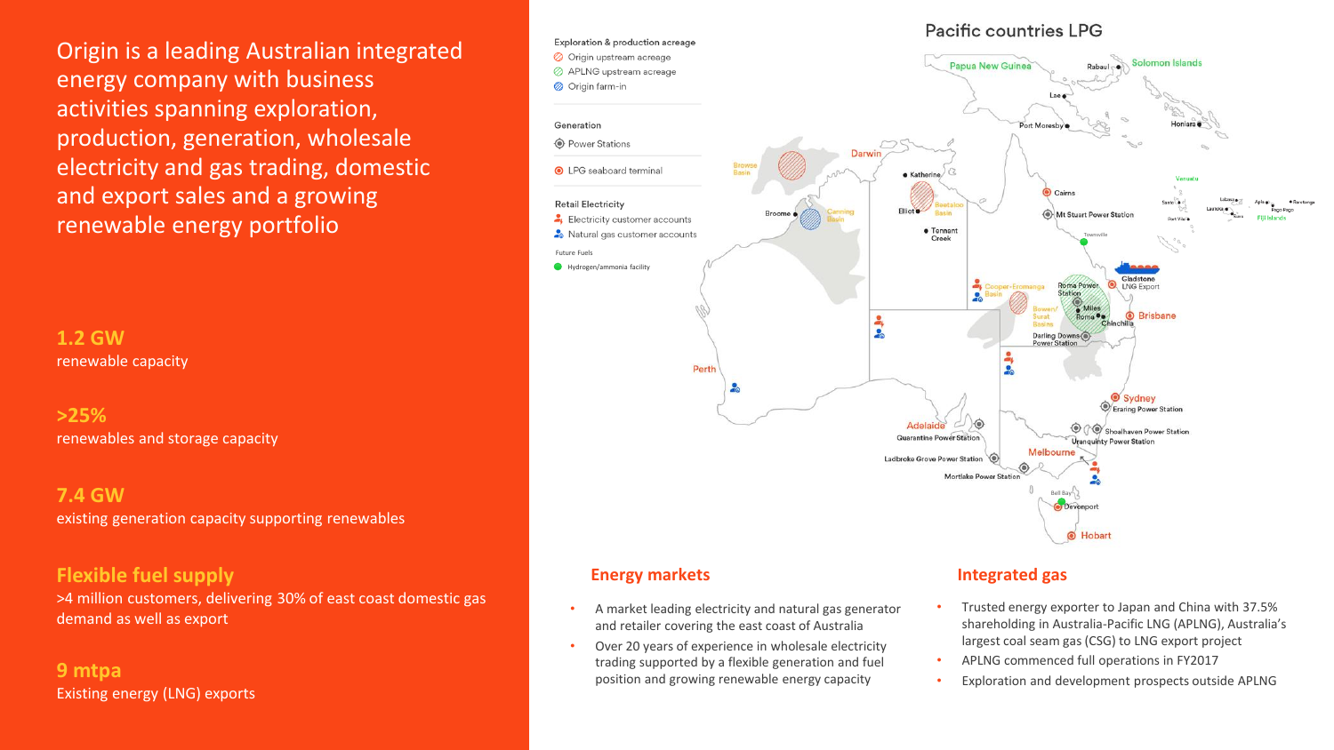Origin is a leading Australian integrated energy company with business activities spanning exploration, production, generation, wholesale electricity and gas trading, domestic and export sales and a growing renewable energy portfolio

**1.2 GW**
renewable capacity

**>25%**
renewables and storage capacity

**7.4 GW**
existing generation capacity supporting renewables

**Flexible fuel supply**
>4 million customers, delivering 30% of east coast domestic gas demand as well as export

**9 mtpa**
Existing energy (LNG) exports

## Pacific countries LPG

**Exploration & production acreage**
- Origin upstream acreage
- APLNG upstream acreage
- Origin farm-in

**Generation**
- Power Stations
- LPG seaboard terminal

**Retail Electricity**
- Electricity customer accounts
- Natural gas customer accounts

**Future Fuels**
- Hydrogen/ammonia facility

Papua New Guinea, Rabaul, Solomon Islands, Lae, Port Moresby, Honiara, Vanuatu, Santo, Port Vila, Lakeba, Lautoka, Suva, Apia, Pago Pago, Rarotonga, Fiji Islands, Darwin, Browse Basin, Katherine, Beetaloo Basin, Elliot, Tennant Creek, Broome, Canning Basin, Cairns, Mt Stuart Power Station, Townsville, Gladstone LNG Export, Cooper-Eromanga Basin, Roma Power Station, Bowen/Surat Basins, Miles, Roma, Chinchilla, Brisbane, Darling Downs Power Station, Perth, Sydney, Eraring Power Station, Adelaide, Quarantine Power Station, Shoalhaven Power Station, Uranquinty Power Station, Ladbroke Grove Power Station, Melbourne, Mortlake Power Station, Bell Bay, Devonport, Hobart

## Energy markets

- A market leading electricity and natural gas generator and retailer covering the east coast of Australia
- Over 20 years of experience in wholesale electricity trading supported by a flexible generation and fuel position and growing renewable energy capacity

## Integrated gas

- Trusted energy exporter to Japan and China with 37.5% shareholding in Australia-Pacific LNG (APLNG), Australia's largest coal seam gas (CSG) to LNG export project
- APLNG commenced full operations in FY2017
- Exploration and development prospects outside APLNG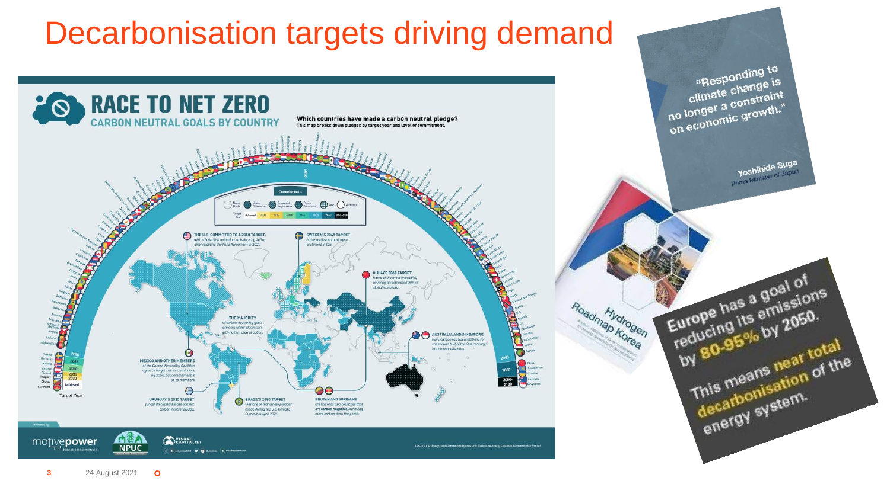# Decarbonisation targets driving demand

## RACE TO NET ZERO

### CARBON NEUTRAL GOALS BY COUNTRY

**Which countries have made a carbon neutral pledge?**
This map breaks down pledges by target year and level of commitment.

THE U.S. COMMITTED TO A 2050 TARGET, with a 50%-52% reduction in emissions by 2030, after rejoining the Paris Agreement in 2021.

SWEDEN'S 2045 TARGET is the earliest commitment enshrined in law.

CHINA'S 2060 TARGET is one of the most impactful, covering an estimated 28% of global emissions.

THE MAJORITY of carbon neutrality goals are only under discussion, with no firm plan of action.

AUSTRALIA AND SINGAPORE have carbon neutral ambitions for the second half of the 21st century, but no concrete date.

MEXICO AND OTHER MEMBERS of the Carbon Neutrality Coalition agree to target net zero emissions by 2050, but commitment is up to members.

URUGUAY'S 2030 TARGET (under discussion) is the earliest carbon neutral pledge.

BRAZIL'S 2050 TARGET was one of many new pledges made during the U.S. Climate Summit in April 2021.

BHUTAN AND SURINAME are the only two countries that are carbon negative, removing more carbon than they emit.

> "Responding to climate change is no longer a constraint on economic growth."
>
> Yoshihide Suga, Prime Minister of Japan

Hydrogen Roadmap Korea

Europe has a goal of reducing its emissions by 80-95% by 2050.

This means near total decarbonisation of the energy system.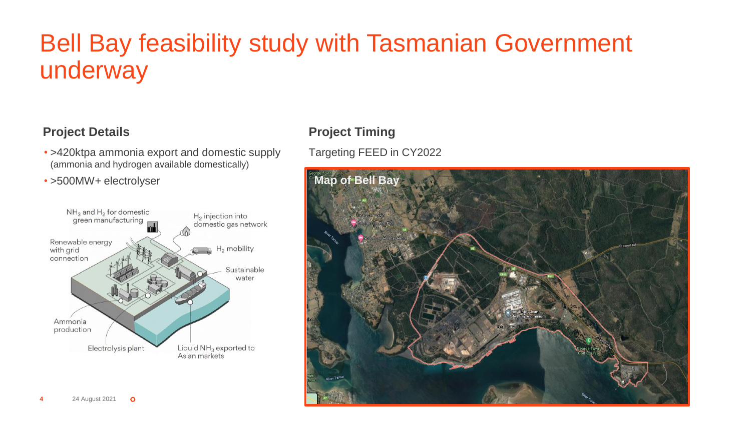# Bell Bay feasibility study with Tasmanian Government underway

## Project Details

- >420ktpa ammonia export and domestic supply (ammonia and hydrogen available domestically)
- >500MW+ electrolyser

$NH_3$ and $H_2$ for domestic green manufacturing

$H_2$ injection into domestic gas network

Renewable energy with grid connection

$H_2$ mobility

Sustainable water

Ammonia production

Electrolysis plant

Liquid $NH_3$ exported to Asian markets

## Project Timing

Targeting FEED in CY2022

**Map of Bell Bay**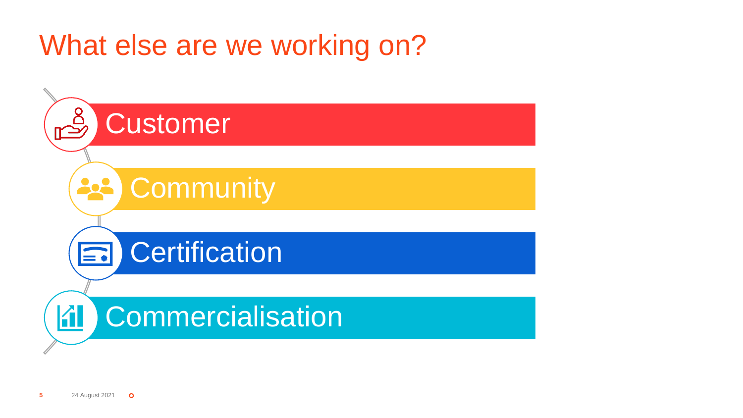# What else are we working on?

- Customer
- Community
- Certification
- Commercialisation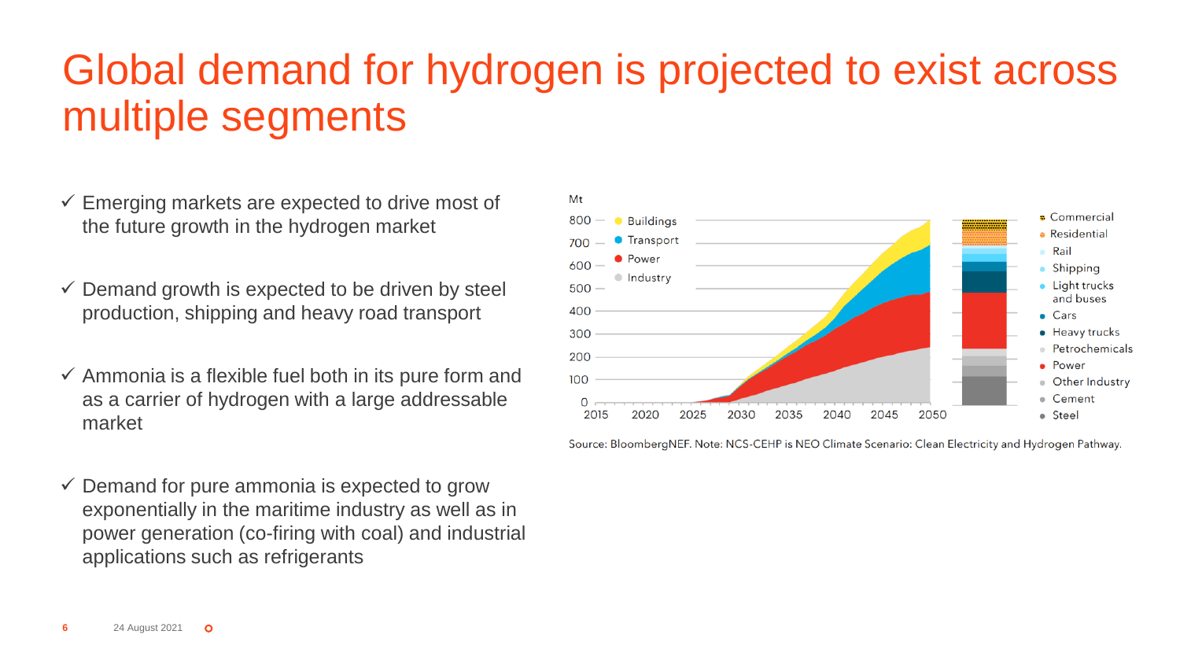# Global demand for hydrogen is projected to exist across multiple segments

- ✓ Emerging markets are expected to drive most of the future growth in the hydrogen market
- ✓ Demand growth is expected to be driven by steel production, shipping and heavy road transport
- ✓ Ammonia is a flexible fuel both in its pure form and as a carrier of hydrogen with a large addressable market
- ✓ Demand for pure ammonia is expected to grow exponentially in the maritime industry as well as in power generation (co-firing with coal) and industrial applications such as refrigerants

Source: BloombergNEF. Note: NCS-CEHP is NEO Climate Scenario: Clean Electricity and Hydrogen Pathway.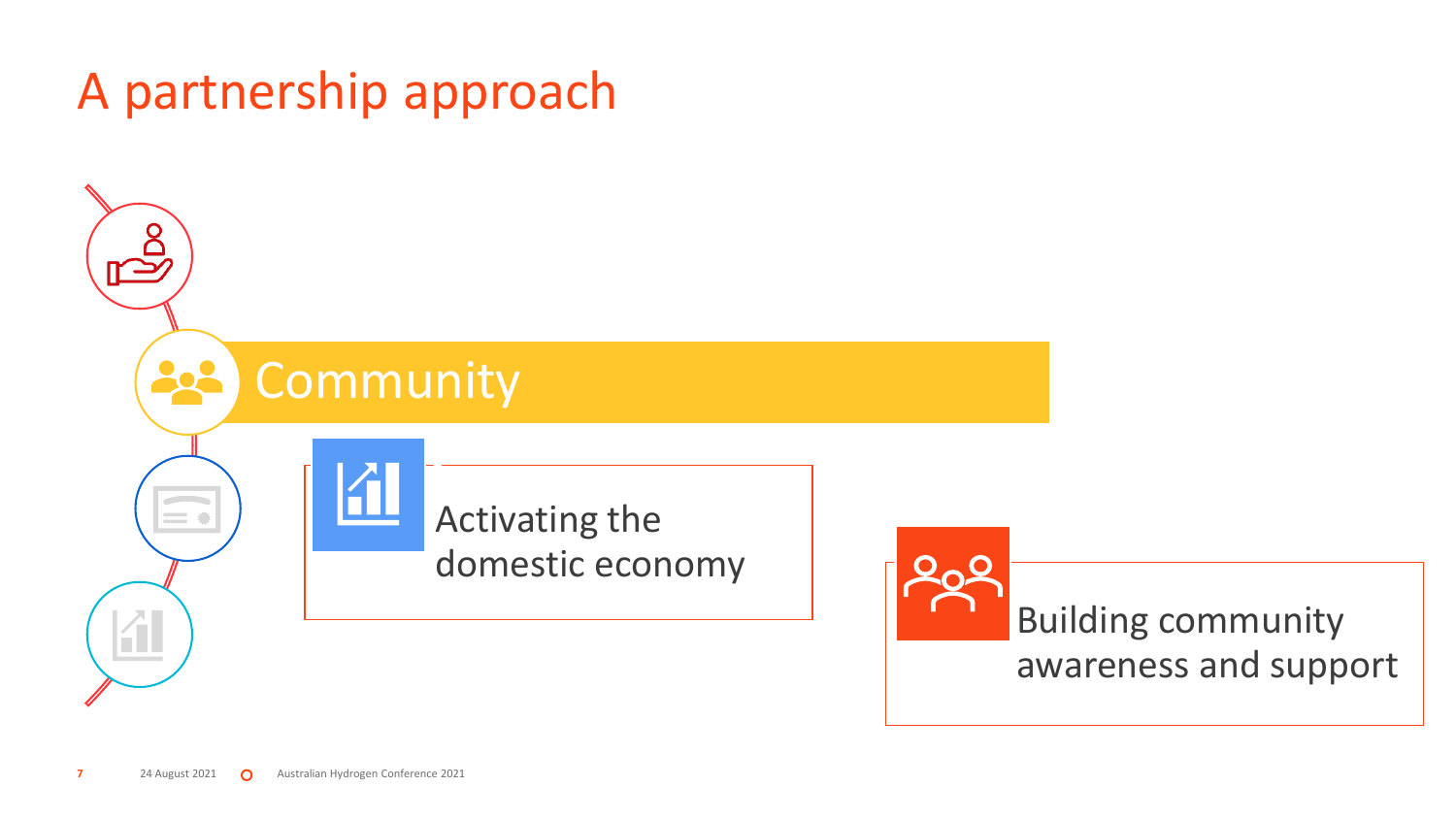# A partnership approach

## Community

Activating the domestic economy

Building community awareness and support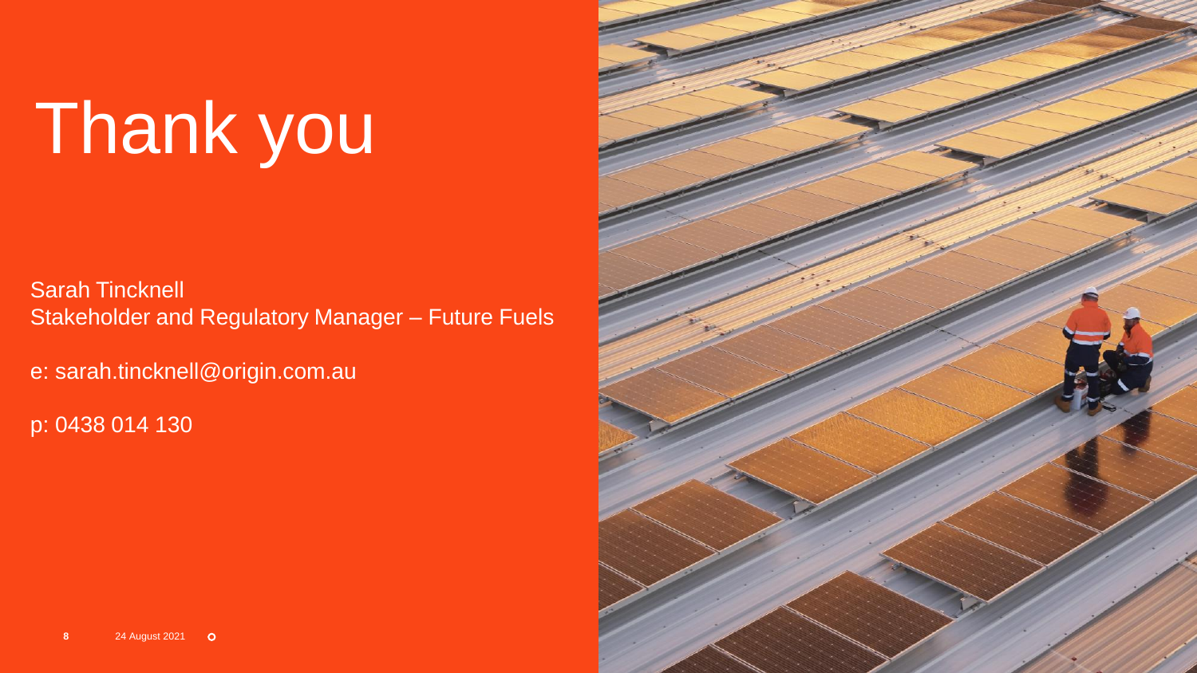# Thank you

Sarah Tincknell
Stakeholder and Regulatory Manager – Future Fuels

e: sarah.tincknell@origin.com.au

p: 0438 014 130

24 August 2021